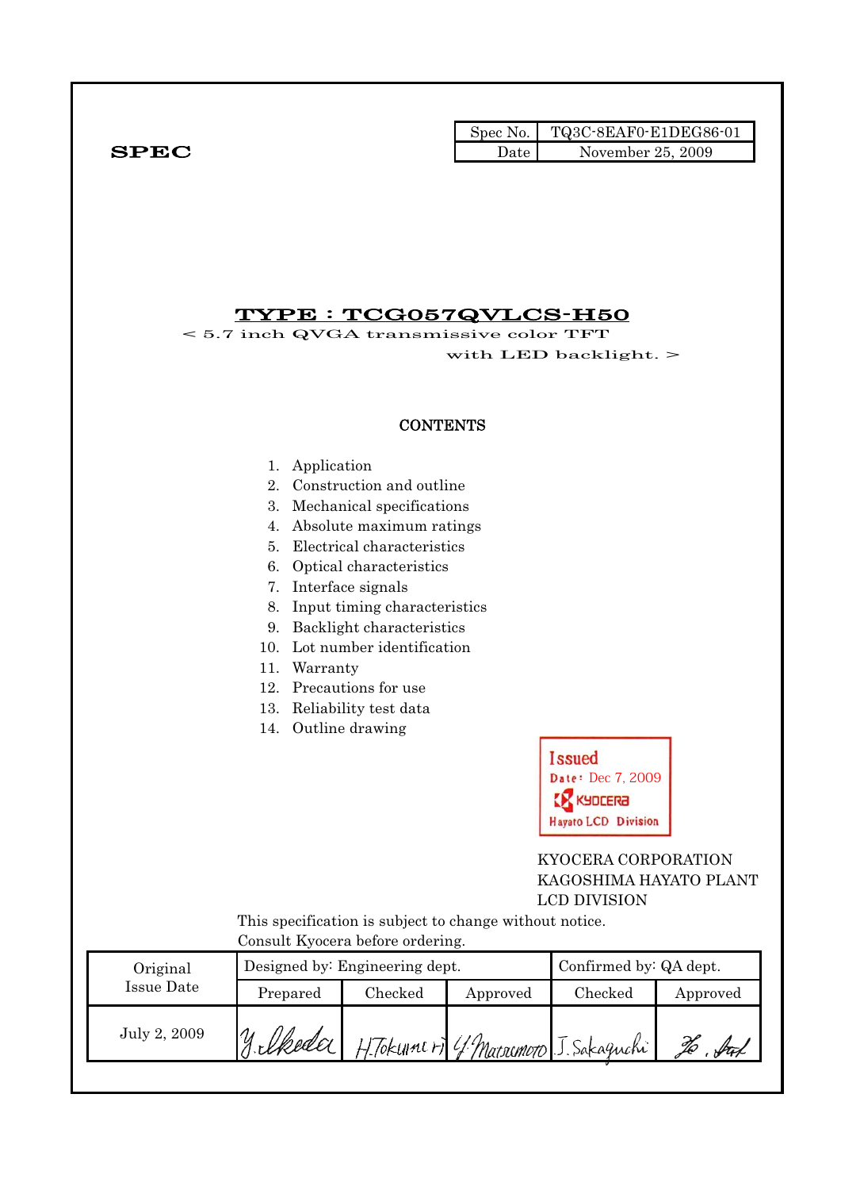**SPEC**

| Spec No. | TQ3C-8EAF0-E1DEG86-01 |
| --- | --- |
| Date | November 25, 2009 |

# TYPE : TCG057QVLCS-H50

< 5.7 inch QVGA transmissive color TFT with LED backlight. >

## CONTENTS

1. Application
2. Construction and outline
3. Mechanical specifications
4. Absolute maximum ratings
5. Electrical characteristics
6. Optical characteristics
7. Interface signals
8. Input timing characteristics
9. Backlight characteristics
10. Lot number identification
11. Warranty
12. Precautions for use
13. Reliability test data
14. Outline drawing

Issued
Date: Dec 7, 2009
KYOCERA
Hayato LCD Division

KYOCERA CORPORATION
KAGOSHIMA HAYATO PLANT
LCD DIVISION

This specification is subject to change without notice.
Consult Kyocera before ordering.

| Original Issue Date | Designed by: Engineering dept. | | | Confirmed by: QA dept. | |
| --- | --- | --- | --- | --- | --- |
| | Prepared | Checked | Approved | Checked | Approved |
| July 2, 2009 | Y. Ikeda | H. Tokunari | Y. Matsumoto | J. Sakaguchi | Ho. Sat |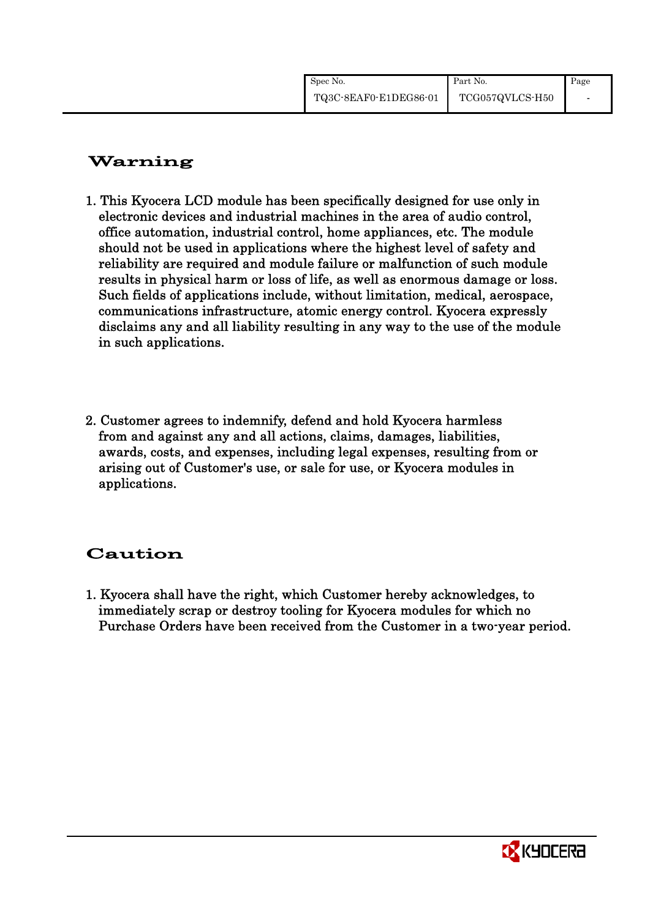## Warning

1. This Kyocera LCD module has been specifically designed for use only in electronic devices and industrial machines in the area of audio control, office automation, industrial control, home appliances, etc. The module should not be used in applications where the highest level of safety and reliability are required and module failure or malfunction of such module results in physical harm or loss of life, as well as enormous damage or loss. Such fields of applications include, without limitation, medical, aerospace, communications infrastructure, atomic energy control. Kyocera expressly disclaims any and all liability resulting in any way to the use of the module in such applications.

2. Customer agrees to indemnify, defend and hold Kyocera harmless from and against any and all actions, claims, damages, liabilities, awards, costs, and expenses, including legal expenses, resulting from or arising out of Customer's use, or sale for use, or Kyocera modules in applications.

## Caution

1. Kyocera shall have the right, which Customer hereby acknowledges, to immediately scrap or destroy tooling for Kyocera modules for which no Purchase Orders have been received from the Customer in a two-year period.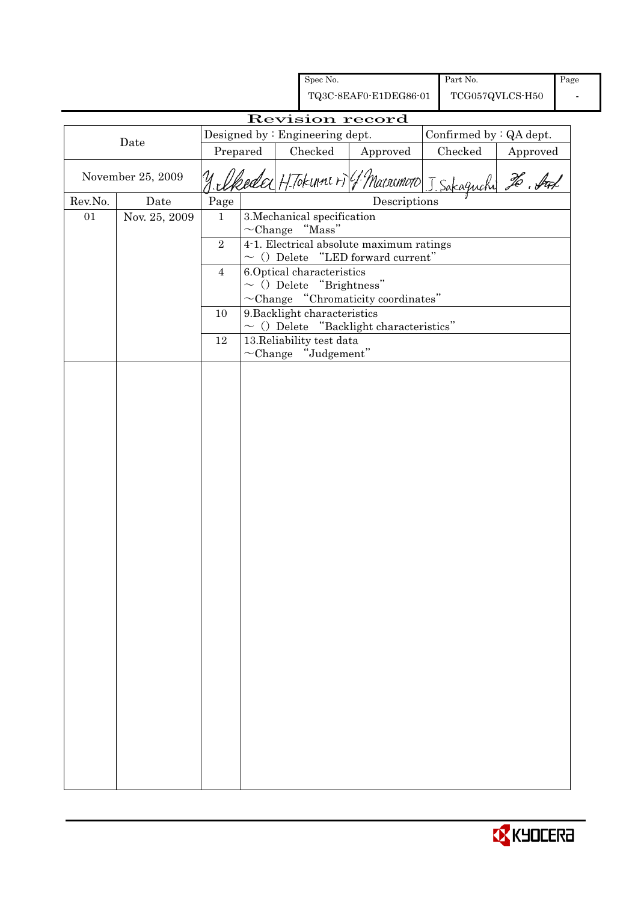| Spec No. | Part No. | Page |
|---|---|---|
| TQ3C-8EAF0-E1DEG86-01 | TCG057QVLCS-H50 | - |

# Revision record

| Date | Designed by : Engineering dept. | | | Confirmed by : QA dept. | |
|---|---|---|---|---|---|
| | Prepared | Checked | Approved | Checked | Approved |
| November 25, 2009 | Y. Ikeda | H. Tokunari | Y. Matsumoto | J. Sakaguchi | |

| Rev.No. | Date | Page | Descriptions |
|---|---|---|---|
| 01 | Nov. 25, 2009 | 1 | 3.Mechanical specification<br>~Change "Mass" |
| | | 2 | 4-1. Electrical absolute maximum ratings<br>~ () Delete "LED forward current" |
| | | 4 | 6.Optical characteristics<br>~ () Delete "Brightness"<br>~Change "Chromaticity coordinates" |
| | | 10 | 9.Backlight characteristics<br>~ () Delete "Backlight characteristics" |
| | | 12 | 13.Reliability test data<br>~Change "Judgement" |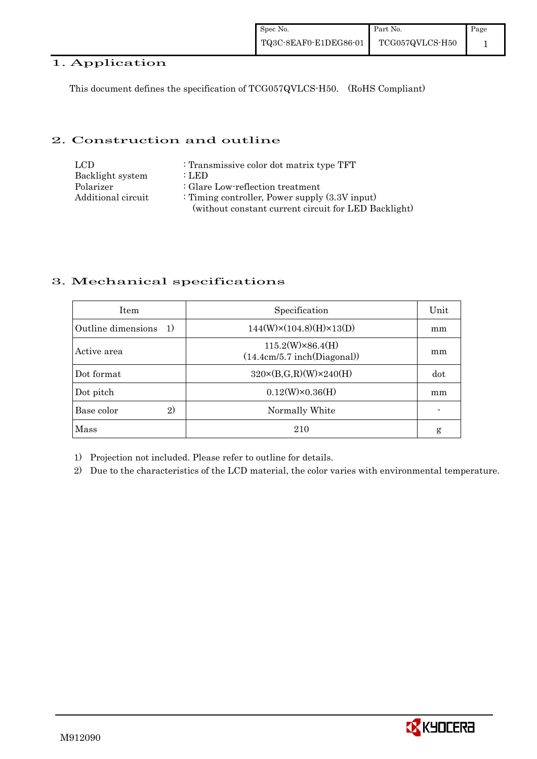## 1. Application

This document defines the specification of TCG057QVLCS-H50. (RoHS Compliant)

## 2. Construction and outline

| | |
|---|---|
| LCD | : Transmissive color dot matrix type TFT |
| Backlight system | : LED |
| Polarizer | : Glare Low-reflection treatment |
| Additional circuit | : Timing controller, Power supply (3.3V input) (without constant current circuit for LED Backlight) |

## 3. Mechanical specifications

| Item | Specification | Unit |
|---|---|---|
| Outline dimensions 1) | 144(W)×(104.8)(H)×13(D) | mm |
| Active area | 115.2(W)×86.4(H) (14.4cm/5.7 inch(Diagonal)) | mm |
| Dot format | 320×(B,G,R)(W)×240(H) | dot |
| Dot pitch | 0.12(W)×0.36(H) | mm |
| Base color 2) | Normally White | - |
| Mass | 210 | g |

1) Projection not included. Please refer to outline for details.

2) Due to the characteristics of the LCD material, the color varies with environmental temperature.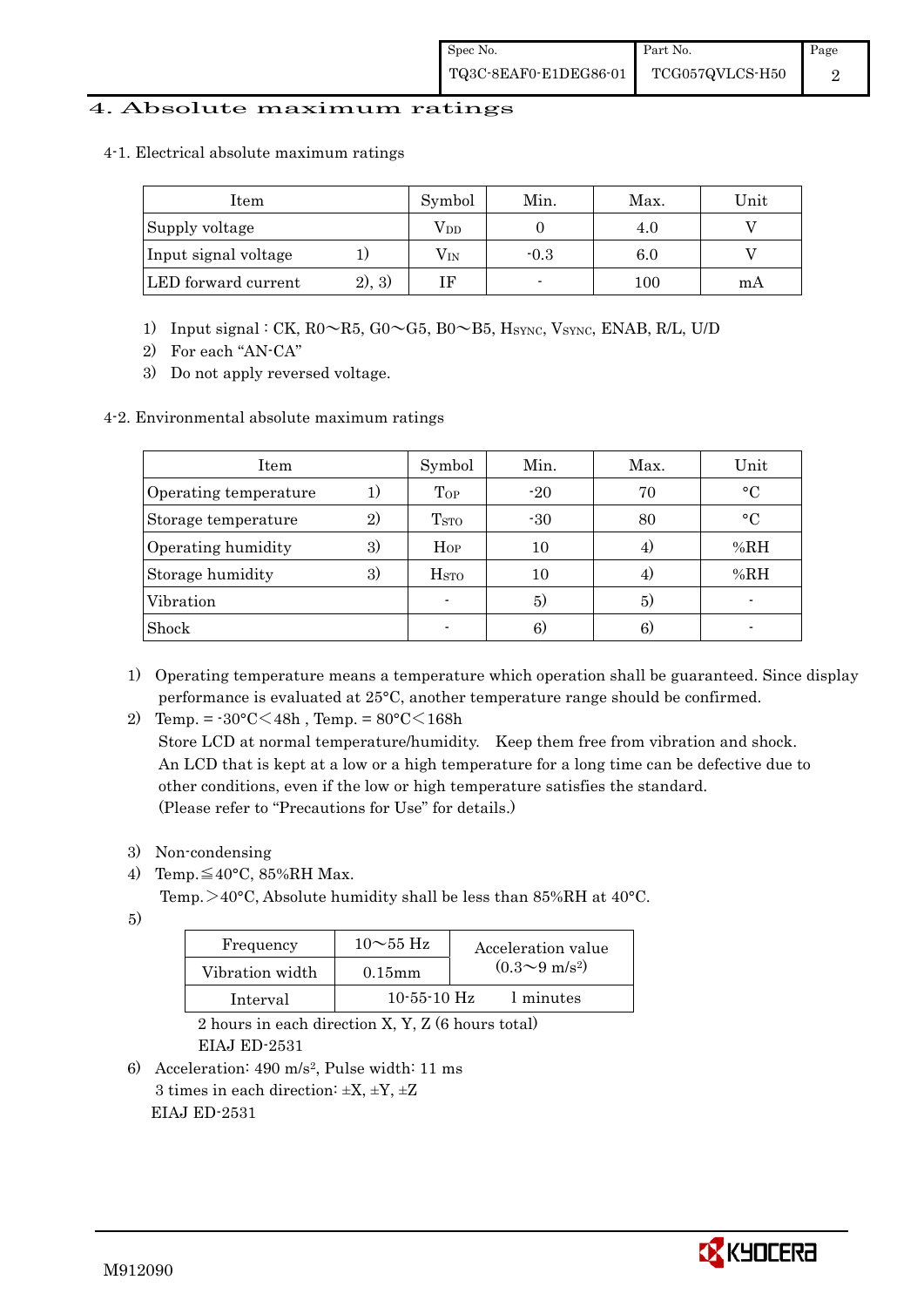# 4. Absolute maximum ratings

## 4-1. Electrical absolute maximum ratings

| Item | | Symbol | Min. | Max. | Unit |
|---|---|---|---|---|---|
| Supply voltage | | $V_{DD}$ | 0 | 4.0 | V |
| Input signal voltage | 1) | $V_{IN}$ | -0.3 | 6.0 | V |
| LED forward current | 2), 3) | IF | - | 100 | mA |

1) Input signal : CK, R0～R5, G0～G5, B0～B5, $H_{SYNC}$, $V_{SYNC}$, ENAB, R/L, U/D
2) For each "AN-CA"
3) Do not apply reversed voltage.

## 4-2. Environmental absolute maximum ratings

| Item | | Symbol | Min. | Max. | Unit |
|---|---|---|---|---|---|
| Operating temperature | 1) | $T_{OP}$ | -20 | 70 | °C |
| Storage temperature | 2) | $T_{STO}$ | -30 | 80 | °C |
| Operating humidity | 3) | $H_{OP}$ | 10 | 4) | %RH |
| Storage humidity | 3) | $H_{STO}$ | 10 | 4) | %RH |
| Vibration | | - | 5) | 5) | - |
| Shock | | - | 6) | 6) | - |

1) Operating temperature means a temperature which operation shall be guaranteed. Since display performance is evaluated at 25°C, another temperature range should be confirmed.
2) Temp. = -30°C＜48h , Temp. = 80°C＜168h
   Store LCD at normal temperature/humidity. Keep them free from vibration and shock.
   An LCD that is kept at a low or a high temperature for a long time can be defective due to other conditions, even if the low or high temperature satisfies the standard.
   (Please refer to "Precautions for Use" for details.)

3) Non-condensing
4) Temp.≦40°C, 85%RH Max.
   Temp.＞40°C, Absolute humidity shall be less than 85%RH at 40°C.
5)

| Frequency | 10～55 Hz | Acceleration value ($0.3$～$9\ m/s^2$) |
|---|---|---|
| Vibration width | 0.15mm | |
| Interval | 10-55-10 Hz | 1 minutes |

   2 hours in each direction X, Y, Z (6 hours total)
   EIAJ ED-2531

6) Acceleration: $490\ m/s^2$, Pulse width: 11 ms
   3 times in each direction: ±X, ±Y, ±Z
   EIAJ ED-2531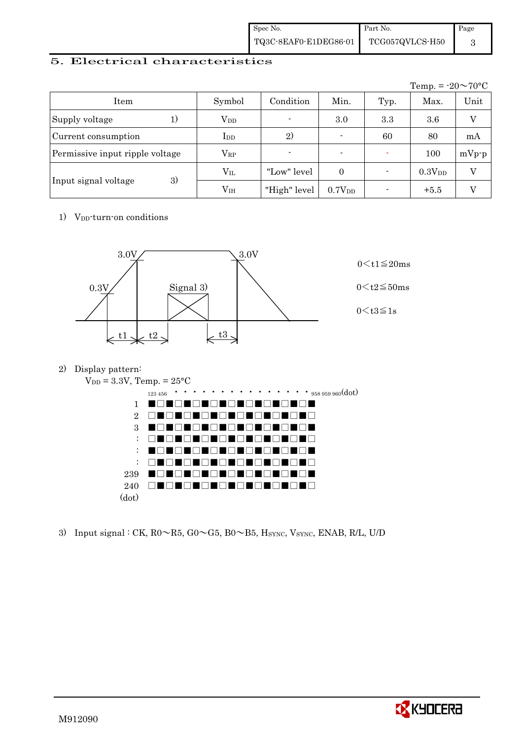## 5. Electrical characteristics

Temp. = -20～70°C

| Item | | Symbol | Condition | Min. | Typ. | Max. | Unit |
|---|---|---|---|---|---|---|---|
| Supply voltage | 1) | $V_{DD}$ | - | 3.0 | 3.3 | 3.6 | V |
| Current consumption | | $I_{DD}$ | 2) | - | 60 | 80 | mA |
| Permissive input ripple voltage | | $V_{RP}$ | - | - | - | 100 | mVp-p |
| Input signal voltage | 3) | $V_{IL}$ | "Low" level | 0 | - | $0.3V_{DD}$ | V |
| | | $V_{IH}$ | "High" level | $0.7V_{DD}$ | - | +5.5 | V |

1) $V_{DD}$-turn-on conditions

3.0V, 0.3V, Signal 3), 3.0V, t1, t2, t3

$0 < t1 \leqq 20ms$

$0 < t2 \leqq 50ms$

$0 < t3 \leqq 1s$

2) Display pattern:

$V_{DD}$ = 3.3V, Temp. = 25°C

123 456 · · · · · · · · · · · · · · · 958 959 960(dot)

1 ■□■□■□■□■□■□■□■□■□
2 □■□■□■□■□■□■□■□■□■
3 ■□■□■□■□■□■□■□■□■□
: □■□■□■□■□■□■□■□■□■
: ■□■□■□■□■□■□■□■□■□
: □■□■□■□■□■□■□■□■□■
239 ■□■□■□■□■□■□■□■□■□
240 □■□■□■□■□■□■□■□■□■
(dot)

3) Input signal : CK, R0～R5, G0～G5, B0～B5, $H_{SYNC}$, $V_{SYNC}$, ENAB, R/L, U/D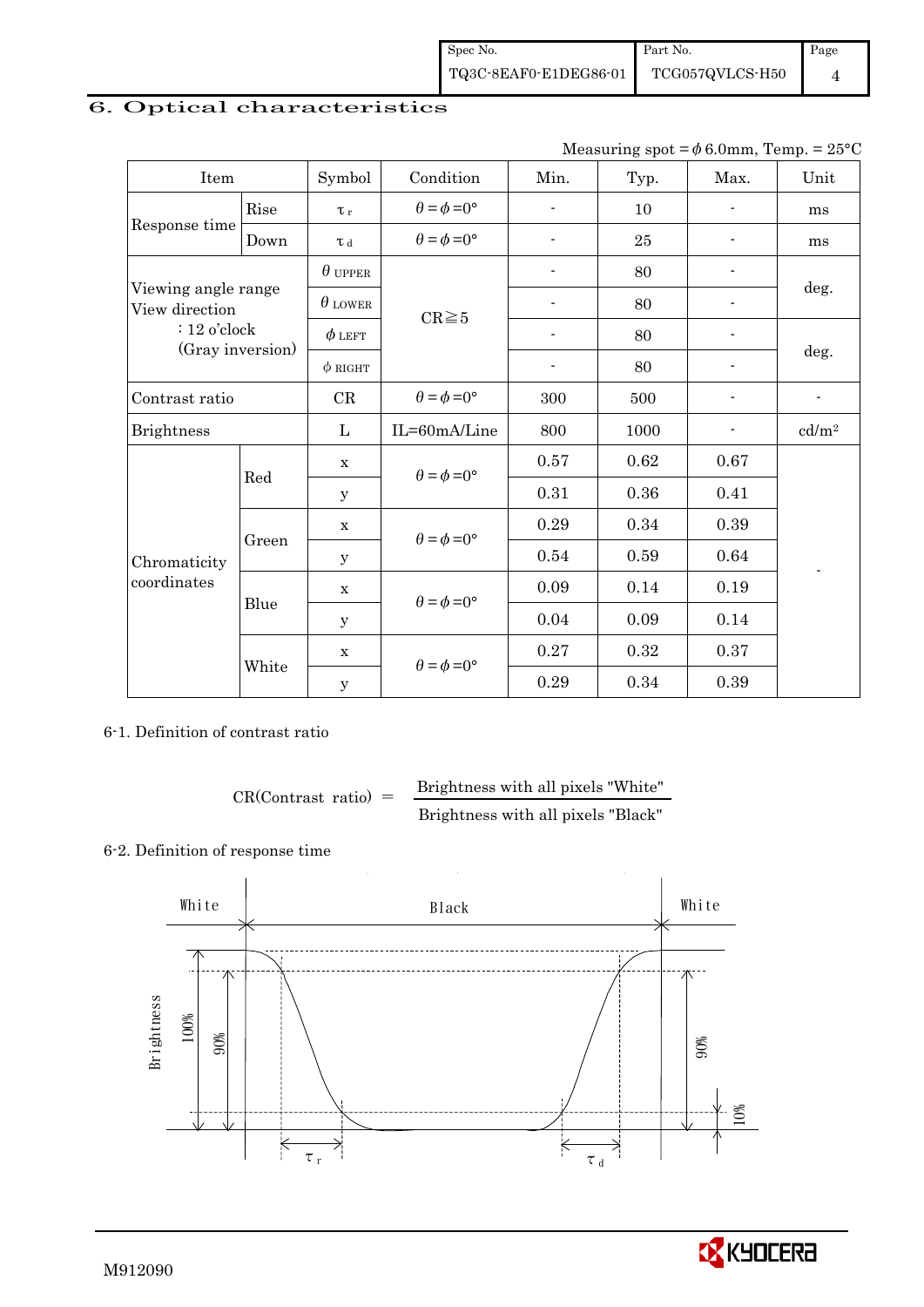## 6. Optical characteristics

Measuring spot = $\phi$ 6.0mm, Temp. = 25°C

| Item | | Symbol | Condition | Min. | Typ. | Max. | Unit |
|---|---|---|---|---|---|---|---|
| Response time | Rise | $\tau_r$ | $\theta=\phi=0°$ | - | 10 | - | ms |
| | Down | $\tau_d$ | $\theta=\phi=0°$ | - | 25 | - | ms |
| Viewing angle range View direction : 12 o'clock (Gray inversion) | | $\theta_{UPPER}$ | CR≧5 | - | 80 | - | deg. |
| | | $\theta_{LOWER}$ | | - | 80 | - | |
| | | $\phi_{LEFT}$ | | - | 80 | - | deg. |
| | | $\phi_{RIGHT}$ | | - | 80 | - | |
| Contrast ratio | | CR | $\theta=\phi=0°$ | 300 | 500 | - | - |
| Brightness | | L | IL=60mA/Line | 800 | 1000 | - | cd/m² |
| Chromaticity coordinates | Red | x | $\theta=\phi=0°$ | 0.57 | 0.62 | 0.67 | - |
| | | y | | 0.31 | 0.36 | 0.41 | |
| | Green | x | $\theta=\phi=0°$ | 0.29 | 0.34 | 0.39 | |
| | | y | | 0.54 | 0.59 | 0.64 | |
| | Blue | x | $\theta=\phi=0°$ | 0.09 | 0.14 | 0.19 | |
| | | y | | 0.04 | 0.09 | 0.14 | |
| | White | x | $\theta=\phi=0°$ | 0.27 | 0.32 | 0.37 | |
| | | y | | 0.29 | 0.34 | 0.39 | |

6-1. Definition of contrast ratio

$$CR(\text{Contrast ratio}) = \frac{\text{Brightness with all pixels "White"}}{\text{Brightness with all pixels "Black"}}$$

6-2. Definition of response time

White | Black | White

Brightness 100% 90% 90% 10%

$\tau_r$ $\tau_d$

M912090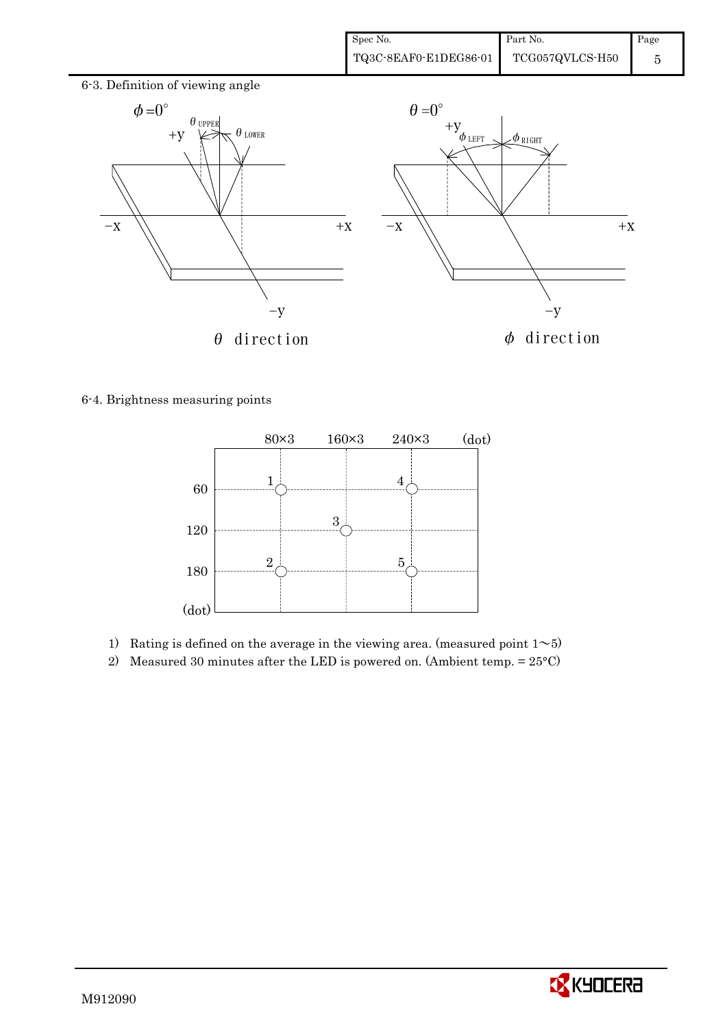6-3. Definition of viewing angle

$\phi = 0°$

$\theta$ direction

$\theta = 0°$

$\phi$ direction

6-4. Brightness measuring points

1) Rating is defined on the average in the viewing area. (measured point 1～5)
2) Measured 30 minutes after the LED is powered on. (Ambient temp. = 25°C)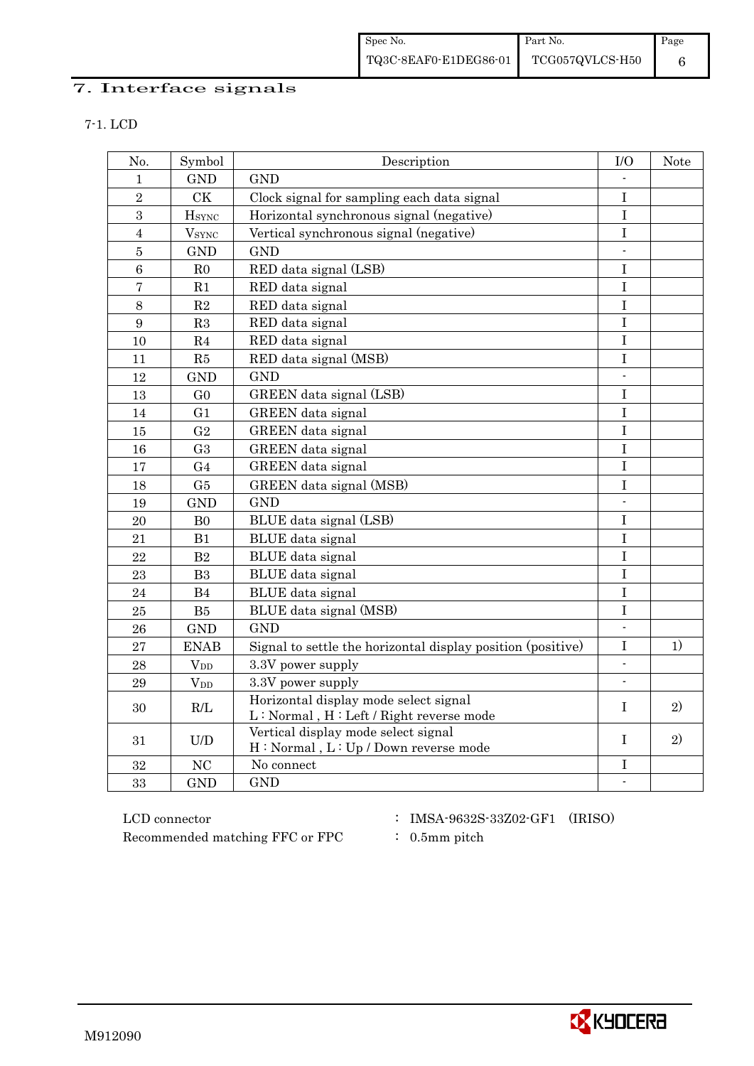# 7. Interface signals

## 7-1. LCD

| No. | Symbol | Description | I/O | Note |
|---|---|---|---|---|
| 1 | GND | GND | - | |
| 2 | CK | Clock signal for sampling each data signal | I | |
| 3 | $H_{SYNC}$ | Horizontal synchronous signal (negative) | I | |
| 4 | $V_{SYNC}$ | Vertical synchronous signal (negative) | I | |
| 5 | GND | GND | - | |
| 6 | R0 | RED data signal (LSB) | I | |
| 7 | R1 | RED data signal | I | |
| 8 | R2 | RED data signal | I | |
| 9 | R3 | RED data signal | I | |
| 10 | R4 | RED data signal | I | |
| 11 | R5 | RED data signal (MSB) | I | |
| 12 | GND | GND | - | |
| 13 | G0 | GREEN data signal (LSB) | I | |
| 14 | G1 | GREEN data signal | I | |
| 15 | G2 | GREEN data signal | I | |
| 16 | G3 | GREEN data signal | I | |
| 17 | G4 | GREEN data signal | I | |
| 18 | G5 | GREEN data signal (MSB) | I | |
| 19 | GND | GND | - | |
| 20 | B0 | BLUE data signal (LSB) | I | |
| 21 | B1 | BLUE data signal | I | |
| 22 | B2 | BLUE data signal | I | |
| 23 | B3 | BLUE data signal | I | |
| 24 | B4 | BLUE data signal | I | |
| 25 | B5 | BLUE data signal (MSB) | I | |
| 26 | GND | GND | - | |
| 27 | ENAB | Signal to settle the horizontal display position (positive) | I | 1) |
| 28 | $V_{DD}$ | 3.3V power supply | - | |
| 29 | $V_{DD}$ | 3.3V power supply | - | |
| 30 | R/L | Horizontal display mode select signal<br>L : Normal , H : Left / Right reverse mode | I | 2) |
| 31 | U/D | Vertical display mode select signal<br>H : Normal , L : Up / Down reverse mode | I | 2) |
| 32 | NC | No connect | I | |
| 33 | GND | GND | - | |

LCD connector : IMSA-9632S-33Z02-GF1 (IRISO)

Recommended matching FFC or FPC : 0.5mm pitch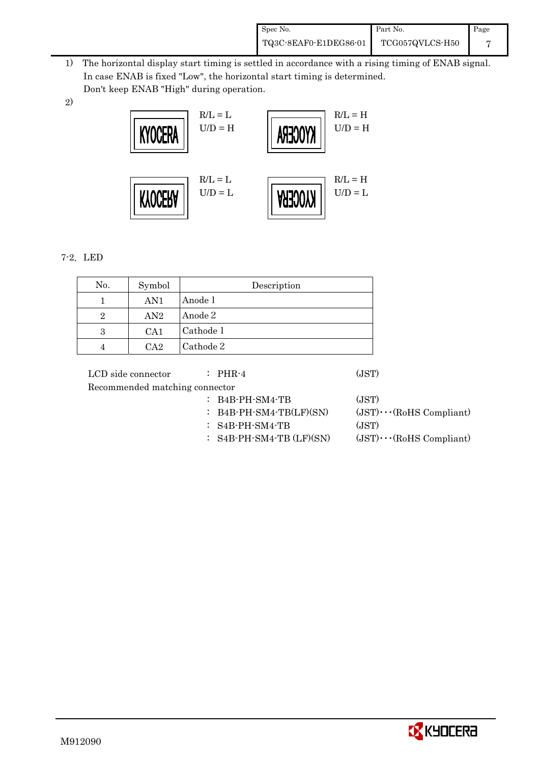1) The horizontal display start timing is settled in accordance with a rising timing of ENAB signal.
   In case ENAB is fixed "Low", the horizontal start timing is determined.
   Don't keep ENAB "High" during operation.

2)

| | |
|---|---|
| KYOCERA — R/L = L, U/D = H | (mirrored) — R/L = H, U/D = H |
| (flipped) — R/L = L, U/D = L | (rotated) — R/L = H, U/D = L |

7-2. LED

| No. | Symbol | Description |
|---|---|---|
| 1 | AN1 | Anode 1 |
| 2 | AN2 | Anode 2 |
| 3 | CA1 | Cathode 1 |
| 4 | CA2 | Cathode 2 |

LCD side connector : PHR-4 (JST)

Recommended matching connector

: B4B-PH-SM4-TB (JST)

: B4B-PH-SM4-TB(LF)(SN) (JST)･･･(RoHS Compliant)

: S4B-PH-SM4-TB (JST)

: S4B-PH-SM4-TB (LF)(SN) (JST)･･･(RoHS Compliant)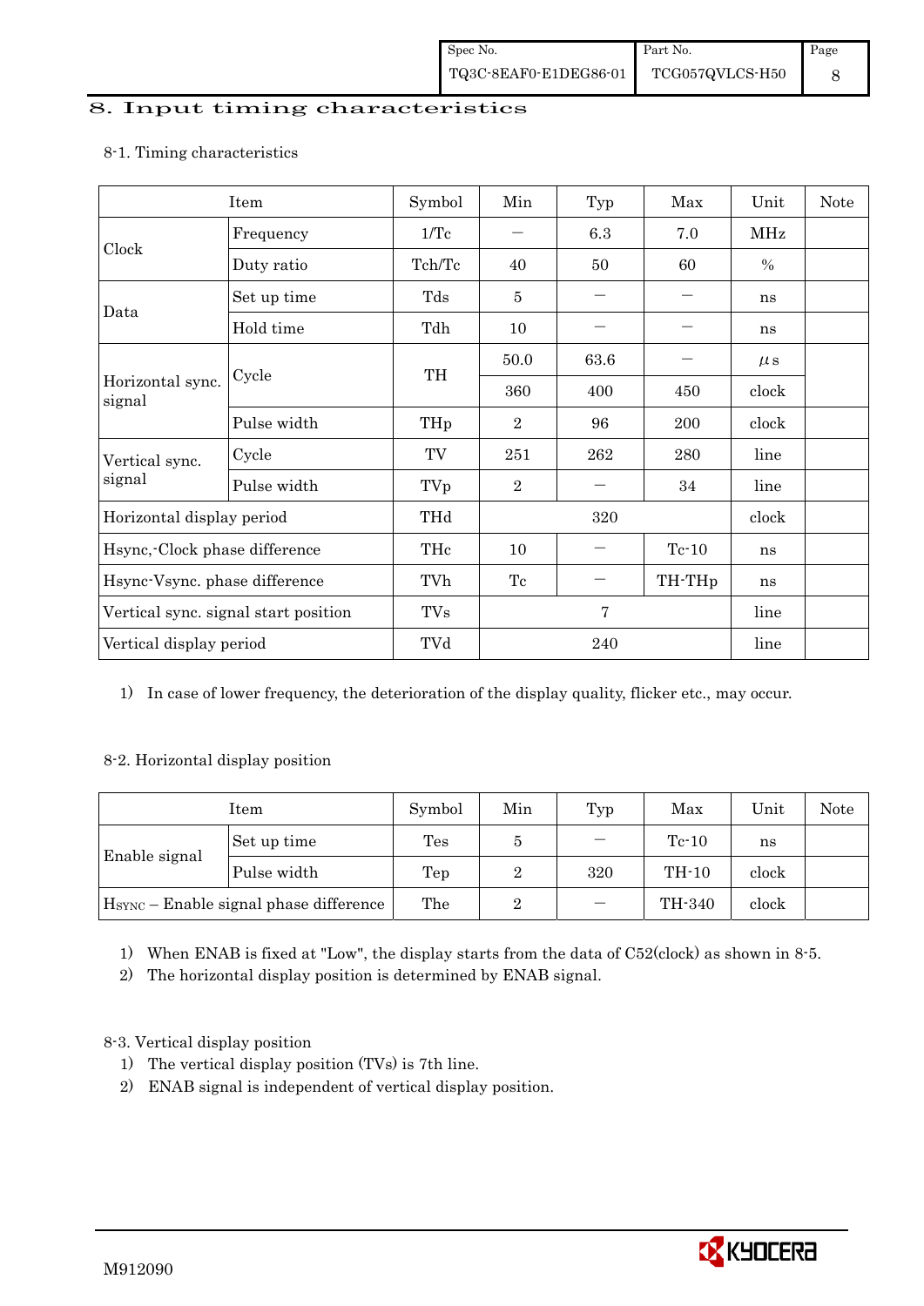## 8. Input timing characteristics

8-1. Timing characteristics

| Item | | Symbol | Min | Typ | Max | Unit | Note |
|---|---|---|---|---|---|---|---|
| Clock | Frequency | 1/Tc | — | 6.3 | 7.0 | MHz | |
| | Duty ratio | Tch/Tc | 40 | 50 | 60 | % | |
| Data | Set up time | Tds | 5 | — | — | ns | |
| | Hold time | Tdh | 10 | — | — | ns | |
| Horizontal sync. signal | Cycle | TH | 50.0 | 63.6 | — | μs | |
| | | | 360 | 400 | 450 | clock | |
| | Pulse width | THp | 2 | 96 | 200 | clock | |
| Vertical sync. signal | Cycle | TV | 251 | 262 | 280 | line | |
| | Pulse width | TVp | 2 | — | 34 | line | |
| Horizontal display period | | THd | | 320 | | clock | |
| Hsync,-Clock phase difference | | THc | 10 | — | Tc-10 | ns | |
| Hsync-Vsync. phase difference | | TVh | Tc | — | TH-THp | ns | |
| Vertical sync. signal start position | | TVs | | 7 | | line | |
| Vertical display period | | TVd | | 240 | | line | |

1) In case of lower frequency, the deterioration of the display quality, flicker etc., may occur.

8-2. Horizontal display position

| Item | | Symbol | Min | Typ | Max | Unit | Note |
|---|---|---|---|---|---|---|---|
| Enable signal | Set up time | Tes | 5 | — | Tc-10 | ns | |
| | Pulse width | Tep | 2 | 320 | TH-10 | clock | |
| $H_{SYNC}$ – Enable signal phase difference | | The | 2 | — | TH-340 | clock | |

1) When ENAB is fixed at "Low", the display starts from the data of C52(clock) as shown in 8-5.
2) The horizontal display position is determined by ENAB signal.

8-3. Vertical display position

1) The vertical display position (TVs) is 7th line.
2) ENAB signal is independent of vertical display position.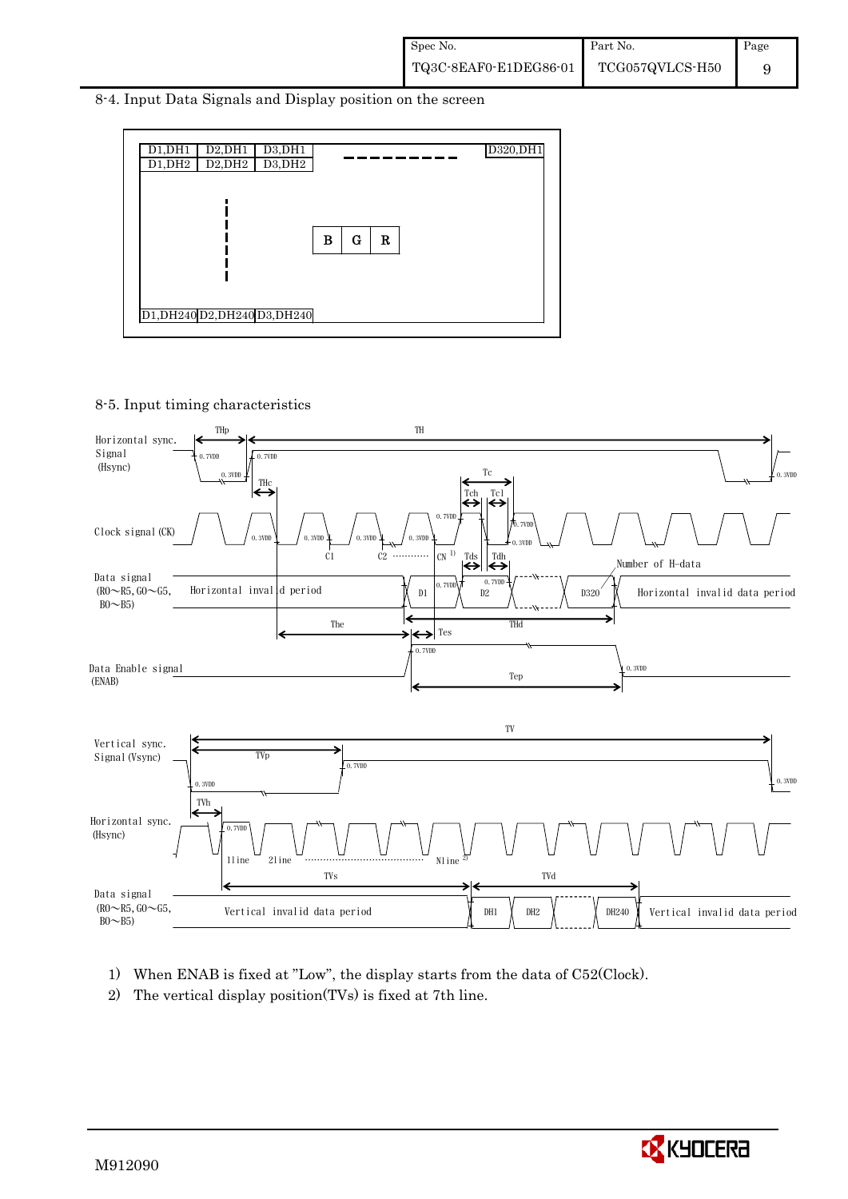## 8-4. Input Data Signals and Display position on the screen

| D1,DH1 | D2,DH1 | D3,DH1 | - - - - - - - - | D320,DH1 |
|---|---|---|---|---|
| D1,DH2 | D2,DH2 | D3,DH2 | | |
| ⋮ | | B G R | | |
| D1,DH240 | D2,DH240 | D3,DH240 | | |

## 8-5. Input timing characteristics

Horizontal sync. Signal (Hsync)

Clock signal (CK)

Data signal (R0～R5, G0～G5, B0～B5): Horizontal invalid period | D1 | D2 | ... | D320 | Horizontal invalid data period

Number of H-data

Data Enable signal (ENAB)

THp, TH, THc, Tc, Tch, Tcl, C1, C2, CN [1], Tds, Tdh, The, Tes, THd, Tep, 0.7VDD, 0.3VDD

Vertical sync. Signal (Vsync)

Horizontal sync. (Hsync)

Data signal (R0～R5, G0～G5, B0～B5): Vertical invalid data period | DH1 | DH2 | ... | DH240 | Vertical invalid data period

TV, TVp, TVh, 1line, 2line, ..., Nline [2], TVs, TVd

1) When ENAB is fixed at "Low", the display starts from the data of C52(Clock).
2) The vertical display position(TVs) is fixed at 7th line.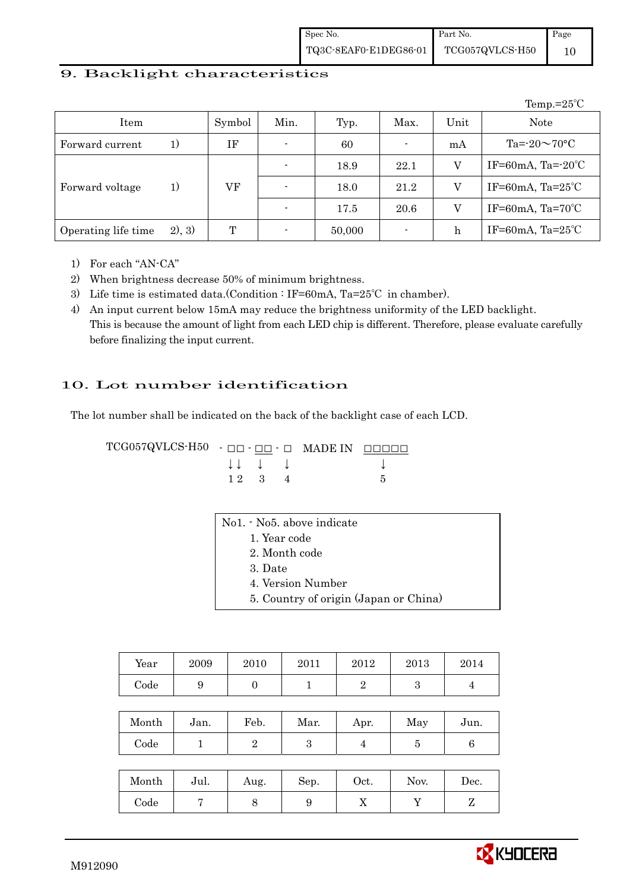## 9. Backlight characteristics

Temp.=25℃

| Item | | Symbol | Min. | Typ. | Max. | Unit | Note |
|---|---|---|---|---|---|---|---|
| Forward current | 1) | IF | - | 60 | - | mA | Ta=-20～70°C |
| Forward voltage | 1) | VF | - | 18.9 | 22.1 | V | IF=60mA, Ta=-20℃ |
| | | | - | 18.0 | 21.2 | V | IF=60mA, Ta=25℃ |
| | | | - | 17.5 | 20.6 | V | IF=60mA, Ta=70℃ |
| Operating life time | 2), 3) | T | - | 50,000 | - | h | IF=60mA, Ta=25℃ |

1) For each "AN-CA"
2) When brightness decrease 50% of minimum brightness.
3) Life time is estimated data.(Condition : IF=60mA, Ta=25℃ in chamber).
4) An input current below 15mA may reduce the brightness uniformity of the LED backlight. This is because the amount of light from each LED chip is different. Therefore, please evaluate carefully before finalizing the input current.

## 10. Lot number identification

The lot number shall be indicated on the back of the backlight case of each LCD.

```
TCG057QVLCS-H50  - □□ - □□ - □   MADE IN  □□□□□
                   ↓↓   ↓    ↓               ↓
                   1 2  3    4               5
```

No1. - No5. above indicate
1. Year code
2. Month code
3. Date
4. Version Number
5. Country of origin (Japan or China)

| Year | 2009 | 2010 | 2011 | 2012 | 2013 | 2014 |
|---|---|---|---|---|---|---|
| Code | 9 | 0 | 1 | 2 | 3 | 4 |

| Month | Jan. | Feb. | Mar. | Apr. | May | Jun. |
|---|---|---|---|---|---|---|
| Code | 1 | 2 | 3 | 4 | 5 | 6 |

| Month | Jul. | Aug. | Sep. | Oct. | Nov. | Dec. |
|---|---|---|---|---|---|---|
| Code | 7 | 8 | 9 | X | Y | Z |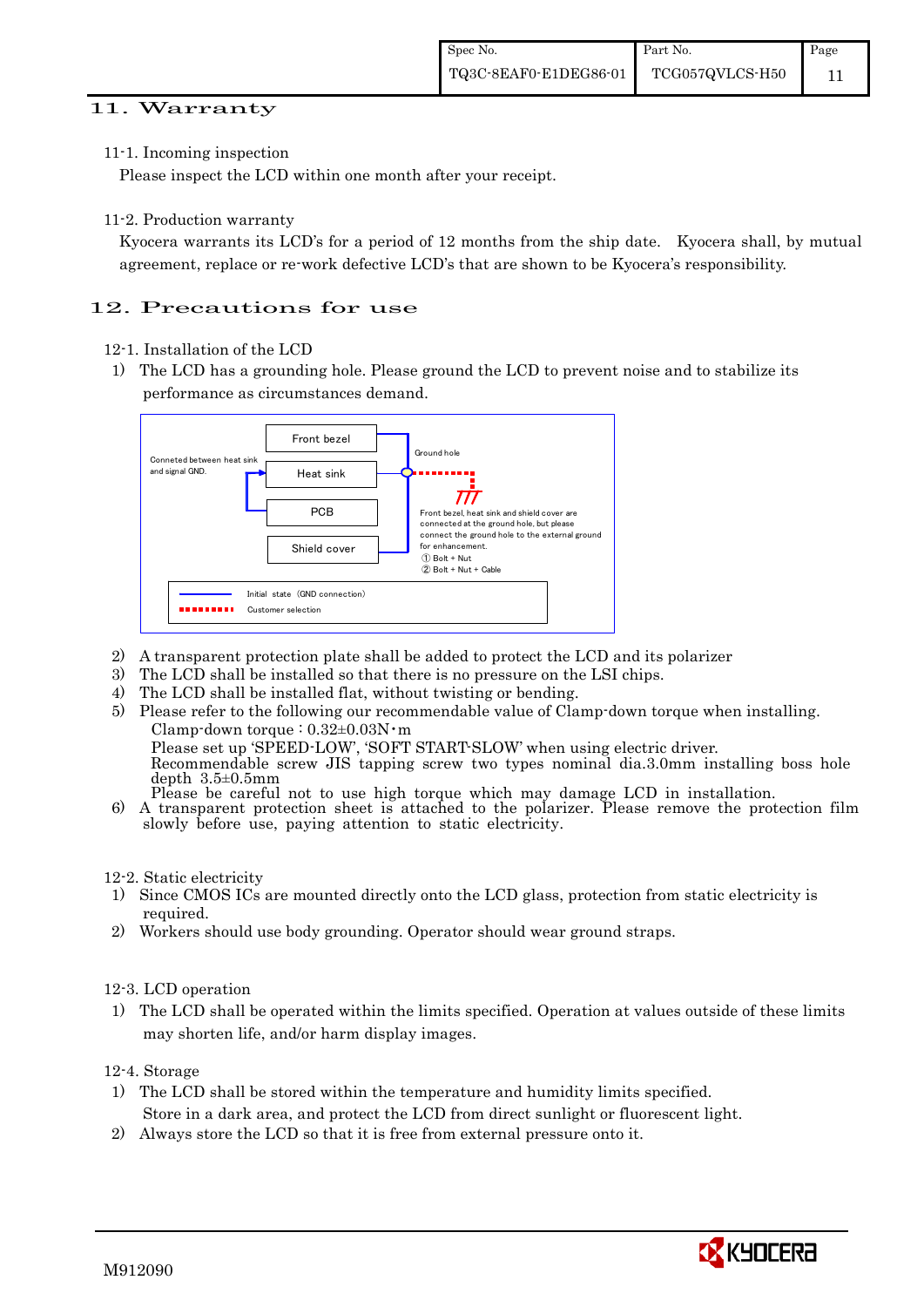## 11. Warranty

11-1. Incoming inspection

Please inspect the LCD within one month after your receipt.

11-2. Production warranty

Kyocera warrants its LCD's for a period of 12 months from the ship date. Kyocera shall, by mutual agreement, replace or re-work defective LCD's that are shown to be Kyocera's responsibility.

## 12. Precautions for use

12-1. Installation of the LCD

1) The LCD has a grounding hole. Please ground the LCD to prevent noise and to stabilize its performance as circumstances demand.

Conneted between heat sink and signal GND.

Front bezel

Heat sink

PCB

Shield cover

Ground hole

Front bezel, heat sink and shield cover are connected at the ground hole, but please connect the ground hole to the external ground for enhancement.
① Bolt + Nut
② Bolt + Nut + Cable

Initial state (GND connection)
Customer selection

2) A transparent protection plate shall be added to protect the LCD and its polarizer
3) The LCD shall be installed so that there is no pressure on the LSI chips.
4) The LCD shall be installed flat, without twisting or bending.
5) Please refer to the following our recommendable value of Clamp-down torque when installing.
   Clamp-down torque : 0.32±0.03N・m
   Please set up 'SPEED-LOW', 'SOFT START-SLOW' when using electric driver.
   Recommendable screw JIS tapping screw two types nominal dia.3.0mm installing boss hole depth 3.5±0.5mm
   Please be careful not to use high torque which may damage LCD in installation.
6) A transparent protection sheet is attached to the polarizer. Please remove the protection film slowly before use, paying attention to static electricity.

12-2. Static electricity

1) Since CMOS ICs are mounted directly onto the LCD glass, protection from static electricity is required.
2) Workers should use body grounding. Operator should wear ground straps.

12-3. LCD operation

1) The LCD shall be operated within the limits specified. Operation at values outside of these limits may shorten life, and/or harm display images.

12-4. Storage

1) The LCD shall be stored within the temperature and humidity limits specified.
   Store in a dark area, and protect the LCD from direct sunlight or fluorescent light.
2) Always store the LCD so that it is free from external pressure onto it.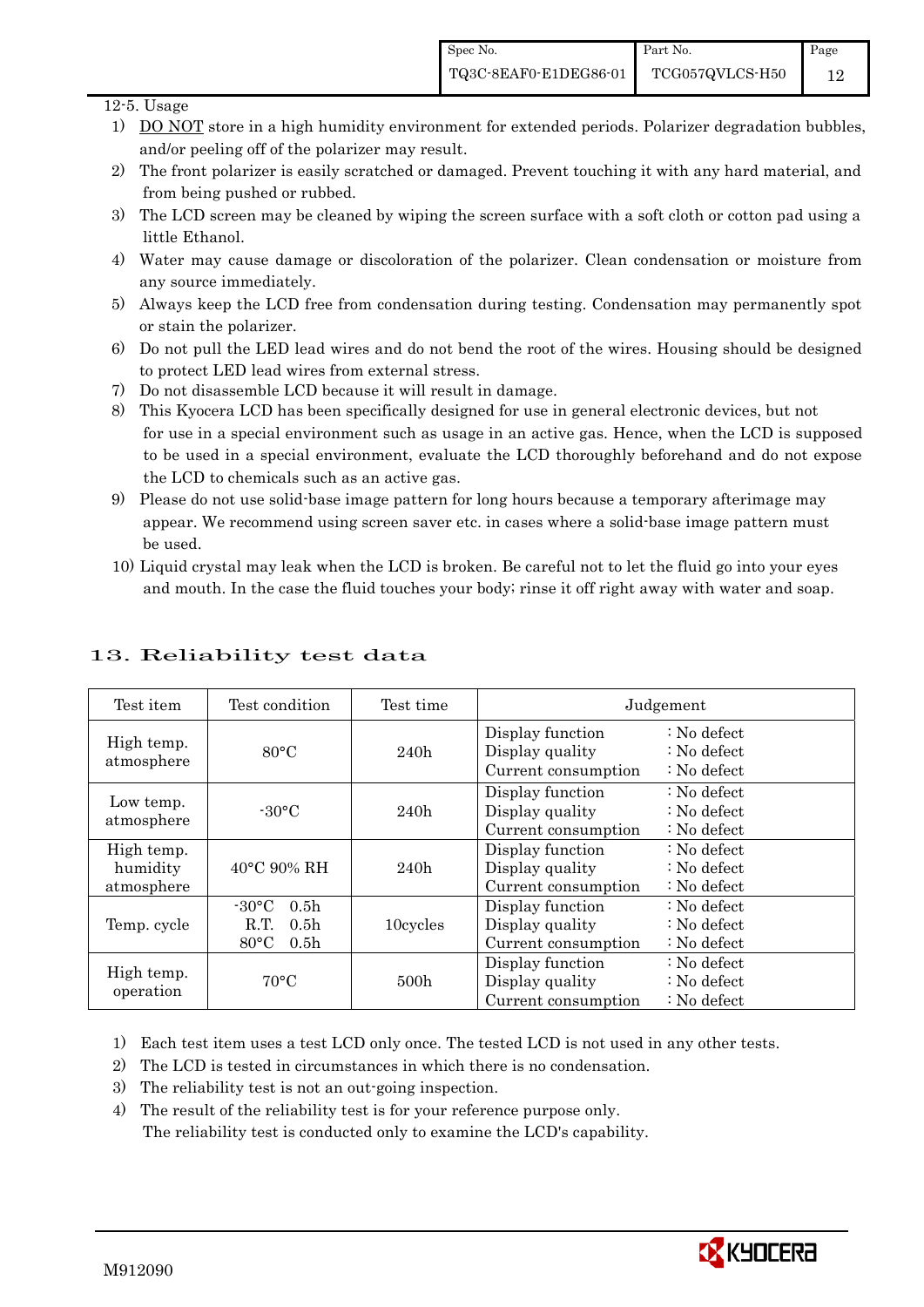12-5. Usage

1) DO NOT store in a high humidity environment for extended periods. Polarizer degradation bubbles, and/or peeling off of the polarizer may result.
2) The front polarizer is easily scratched or damaged. Prevent touching it with any hard material, and from being pushed or rubbed.
3) The LCD screen may be cleaned by wiping the screen surface with a soft cloth or cotton pad using a little Ethanol.
4) Water may cause damage or discoloration of the polarizer. Clean condensation or moisture from any source immediately.
5) Always keep the LCD free from condensation during testing. Condensation may permanently spot or stain the polarizer.
6) Do not pull the LED lead wires and do not bend the root of the wires. Housing should be designed to protect LED lead wires from external stress.
7) Do not disassemble LCD because it will result in damage.
8) This Kyocera LCD has been specifically designed for use in general electronic devices, but not for use in a special environment such as usage in an active gas. Hence, when the LCD is supposed to be used in a special environment, evaluate the LCD thoroughly beforehand and do not expose the LCD to chemicals such as an active gas.
9) Please do not use solid-base image pattern for long hours because a temporary afterimage may appear. We recommend using screen saver etc. in cases where a solid-base image pattern must be used.
10) Liquid crystal may leak when the LCD is broken. Be careful not to let the fluid go into your eyes and mouth. In the case the fluid touches your body; rinse it off right away with water and soap.

# 13. Reliability test data

| Test item | Test condition | Test time | Judgement |
|---|---|---|---|
| High temp. atmosphere | 80°C | 240h | Display function : No defect<br>Display quality : No defect<br>Current consumption : No defect |
| Low temp. atmosphere | -30°C | 240h | Display function : No defect<br>Display quality : No defect<br>Current consumption : No defect |
| High temp. humidity atmosphere | 40°C 90% RH | 240h | Display function : No defect<br>Display quality : No defect<br>Current consumption : No defect |
| Temp. cycle | -30°C 0.5h<br>R.T. 0.5h<br>80°C 0.5h | 10cycles | Display function : No defect<br>Display quality : No defect<br>Current consumption : No defect |
| High temp. operation | 70°C | 500h | Display function : No defect<br>Display quality : No defect<br>Current consumption : No defect |

1) Each test item uses a test LCD only once. The tested LCD is not used in any other tests.
2) The LCD is tested in circumstances in which there is no condensation.
3) The reliability test is not an out-going inspection.
4) The result of the reliability test is for your reference purpose only. The reliability test is conducted only to examine the LCD's capability.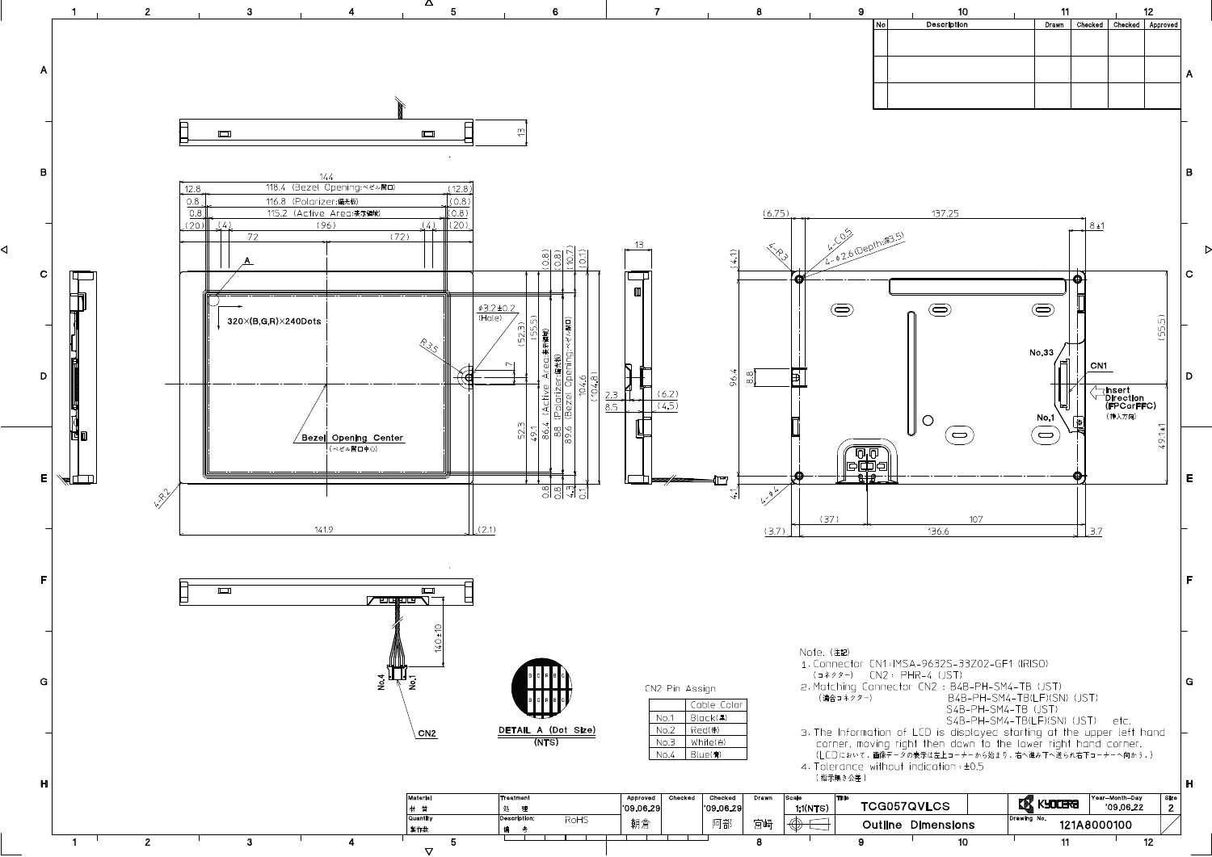Note. (注記)

1. Connector CN1: IMSA-9632S-33Z02-GF1 (IRISO)
   (コネクター) CN2 : PHR-4 (JST)
2. Matching Connector CN2 : B4B-PH-SM4-TB (JST)
   (適合コネクター) B4B-PH-SM4-TB(LF)(SN) (JST)
   S4B-PH-SM4-TB (JST)
   S4B-PH-SM4-TB(LF)(SN) (JST) etc.
3. The Information of LCD is displayed starting at the upper left hand corner, moving right then down to the lower right hand corner.
   (LCDにおいて、画像データの表示は左上コーナーから始まり、右へ進み下へ送られ右下コーナーへ向かう。)
4. Tolerance without indication : ±0.5
   (指示無き公差)

CN2 Pin Assign

| | Cable Color |
|---|---|
| No.1 | Black(黒) |
| No.2 | Red(赤) |
| No.3 | White(白) |
| No.4 | Blue(青) |

DETAIL A (Dot Size) (NTS)

320×(B,G,R)×240Dots

| Material 材質 | Treatment 処理 | Approved '09.06.29 朝倉 | Checked | Checked '09.06.29 阿部 | Drawn 宮崎 | Scale 1:1(NTS) | Title TCG057QVLCS Outline Dimensions | KYOCERA | Year-Month-Day '09.06.22 | Size 2 |
|---|---|---|---|---|---|---|---|---|---|---|
| Quantity 製作数 | Description: 備考 RoHS | | | | | | | Drawing No. 121A8000100 | | |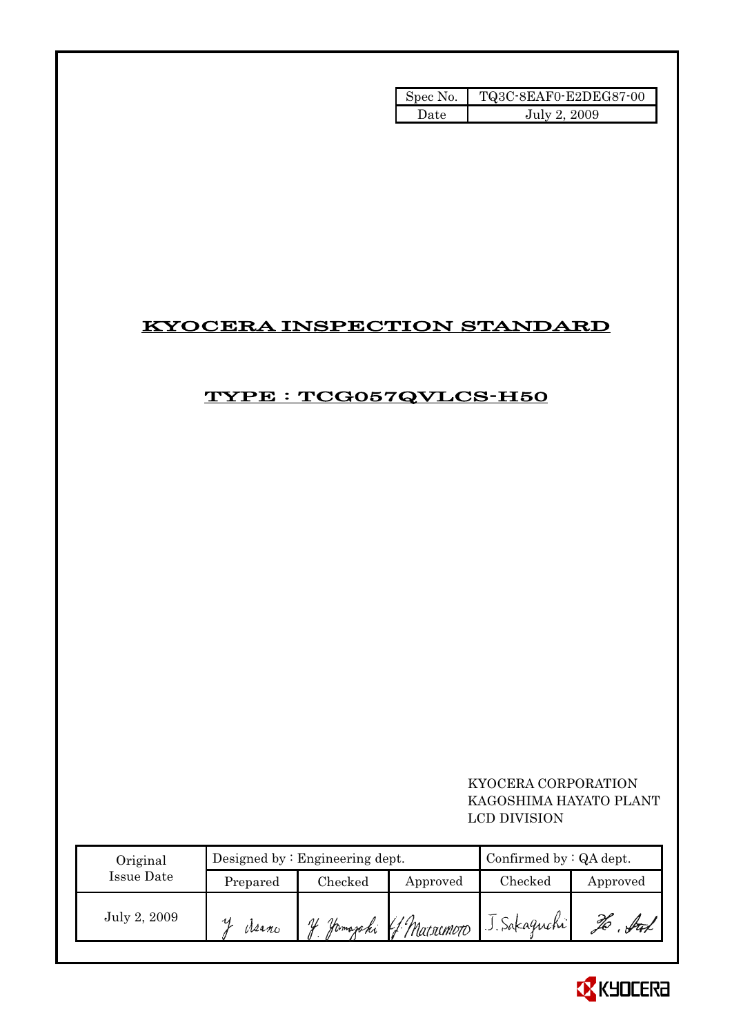| Spec No. | TQ3C-8EAF0-E2DEG87-00 |
| --- | --- |
| Date | July 2, 2009 |

# KYOCERA INSPECTION STANDARD

## TYPE : TCG057QVLCS-H50

KYOCERA CORPORATION
KAGOSHIMA HAYATO PLANT
LCD DIVISION

| Original Issue Date | Designed by : Engineering dept. | | | Confirmed by : QA dept. | |
| --- | --- | --- | --- | --- | --- |
| | Prepared | Checked | Approved | Checked | Approved |
| July 2, 2009 | Y. Asano | Y. Yamazaki | Y. Matsumoto | J. Sakaguchi | |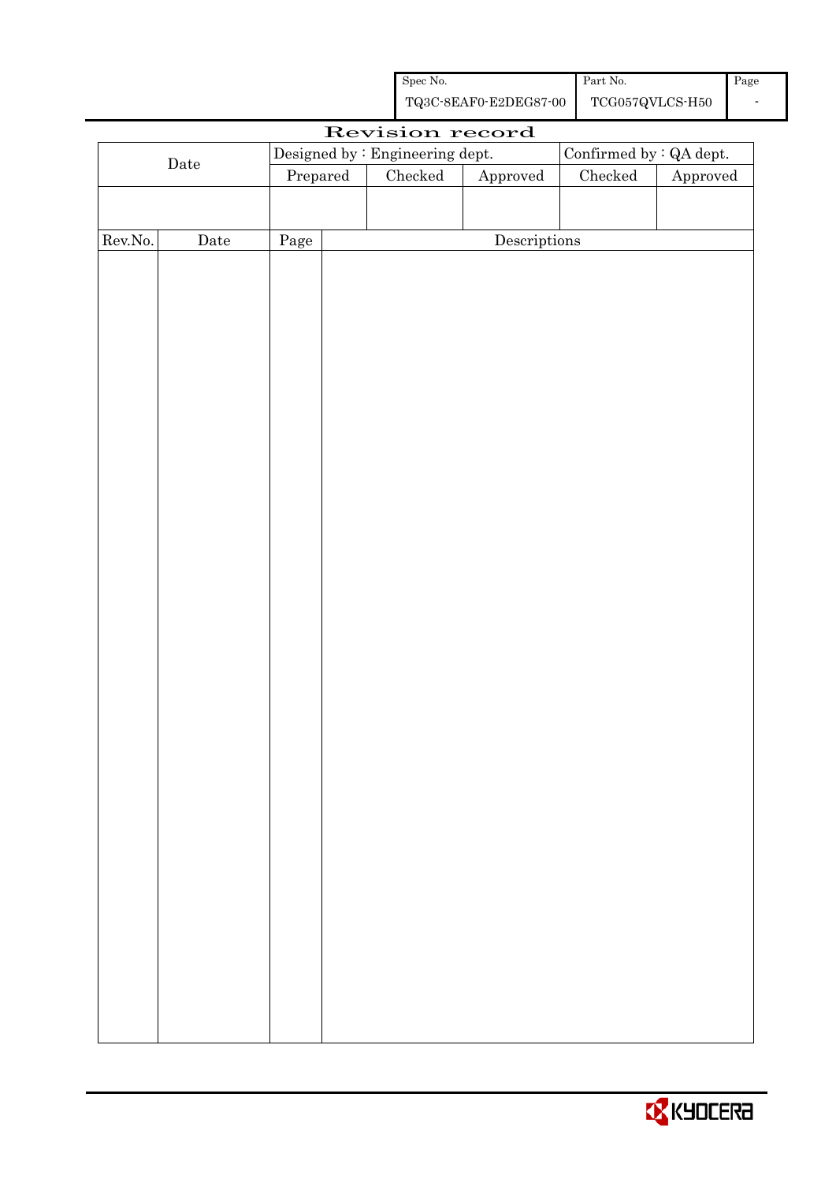| Spec No. | Part No. | Page |
|---|---|---|
| TQ3C-8EAF0-E2DEG87-00 | TCG057QVLCS-H50 | - |

# Revision record

| Date | Designed by : Engineering dept. | | | Confirmed by : QA dept. | |
|---|---|---|---|---|---|
| | Prepared | Checked | Approved | Checked | Approved |
| | | | | | |

| Rev.No. | Date | Page | Descriptions |
|---|---|---|---|
| | | | |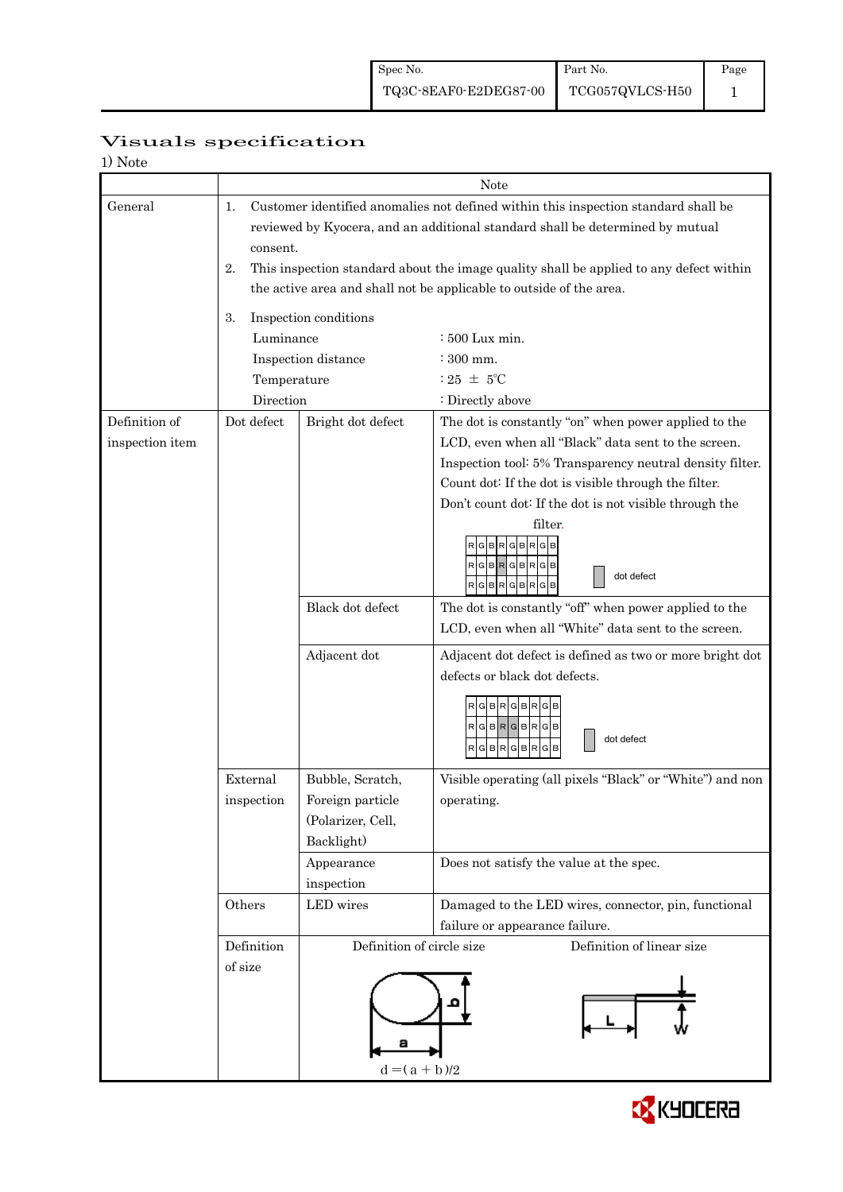# Visuals specification

1) Note

| | | | Note |
|---|---|---|---|
| General | 1. Customer identified anomalies not defined within this inspection standard shall be reviewed by Kyocera, and an additional standard shall be determined by mutual consent.<br>2. This inspection standard about the image quality shall be applied to any defect within the active area and shall not be applicable to outside of the area.<br>3. Inspection conditions<br>Luminance : 500 Lux min.<br>Inspection distance : 300 mm.<br>Temperature : 25 ± 5℃<br>Direction : Directly above | | |
| Definition of inspection item | Dot defect | Bright dot defect | The dot is constantly "on" when power applied to the LCD, even when all "Black" data sent to the screen.<br>Inspection tool: 5% Transparency neutral density filter.<br>Count dot: If the dot is visible through the filter.<br>Don't count dot: If the dot is not visible through the filter.<br>dot defect |
| | | Black dot defect | The dot is constantly "off" when power applied to the LCD, even when all "White" data sent to the screen. |
| | | Adjacent dot | Adjacent dot defect is defined as two or more bright dot defects or black dot defects.<br>dot defect |
| | External inspection | Bubble, Scratch, Foreign particle (Polarizer, Cell, Backlight) | Visible operating (all pixels "Black" or "White") and non operating. |
| | | Appearance inspection | Does not satisfy the value at the spec. |
| | Others | LED wires | Damaged to the LED wires, connector, pin, functional failure or appearance failure. |
| | Definition of size | Definition of circle size<br>$d = (a + b)/2$ | Definition of linear size |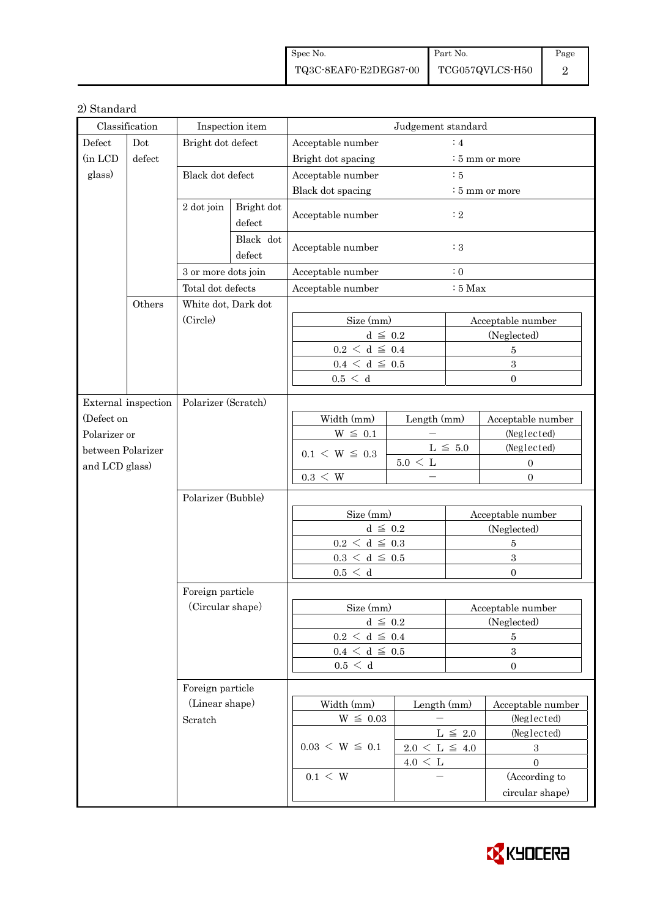2) Standard

| Classification | | Inspection item | | Judgement standard |
|---|---|---|---|---|
| Defect (in LCD glass) | Dot defect | Bright dot defect | | Acceptable number : 4<br>Bright dot spacing : 5 mm or more |
| | | Black dot defect | | Acceptable number : 5<br>Black dot spacing : 5 mm or more |
| | | 2 dot join | Bright dot defect | Acceptable number : 2 |
| | | | Black dot defect | Acceptable number : 3 |
| | | 3 or more dots join | | Acceptable number : 0 |
| | | Total dot defects | | Acceptable number : 5 Max |
| | Others | White dot, Dark dot (Circle) | | See table below |
| External inspection (Defect on Polarizer or between Polarizer and LCD glass) | | Polarizer (Scratch) | | See table below |
| | | Polarizer (Bubble) | | See table below |
| | | Foreign particle (Circular shape) | | See table below |
| | | Foreign particle (Linear shape) Scratch | | See table below |

White dot, Dark dot (Circle)

| Size (mm) | Acceptable number |
|---|---|
| d ≦ 0.2 | (Neglected) |
| 0.2 < d ≦ 0.4 | 5 |
| 0.4 < d ≦ 0.5 | 3 |
| 0.5 < d | 0 |

Polarizer (Scratch)

| Width (mm) | Length (mm) | Acceptable number |
|---|---|---|
| W ≦ 0.1 | — | (Neglected) |
| 0.1 < W ≦ 0.3 | L ≦ 5.0 | (Neglected) |
| | 5.0 < L | 0 |
| 0.3 < W | — | 0 |

Polarizer (Bubble)

| Size (mm) | Acceptable number |
|---|---|
| d ≦ 0.2 | (Neglected) |
| 0.2 < d ≦ 0.3 | 5 |
| 0.3 < d ≦ 0.5 | 3 |
| 0.5 < d | 0 |

Foreign particle (Circular shape)

| Size (mm) | Acceptable number |
|---|---|
| d ≦ 0.2 | (Neglected) |
| 0.2 < d ≦ 0.4 | 5 |
| 0.4 < d ≦ 0.5 | 3 |
| 0.5 < d | 0 |

Foreign particle (Linear shape) Scratch

| Width (mm) | Length (mm) | Acceptable number |
|---|---|---|
| W ≦ 0.03 | — | (Neglected) |
| 0.03 < W ≦ 0.1 | L ≦ 2.0 | (Neglected) |
| | 2.0 < L ≦ 4.0 | 3 |
| | 4.0 < L | 0 |
| 0.1 < W | — | (According to circular shape) |